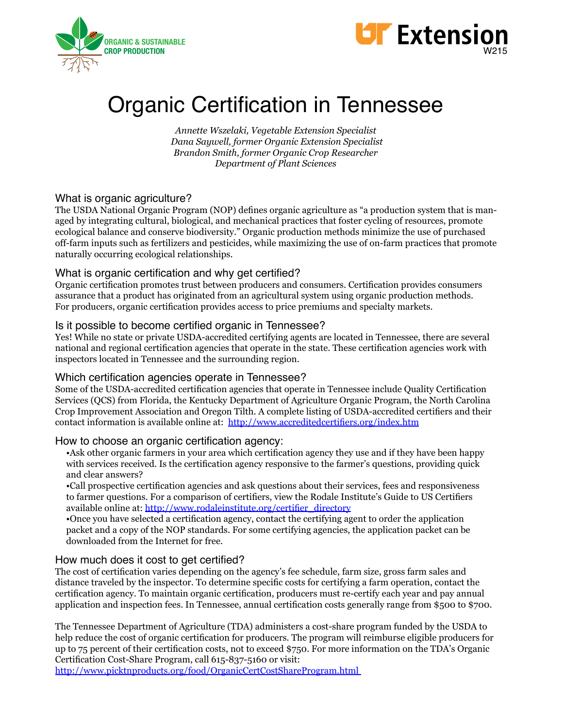ORGANIC & SUSTAINABLE CROP PRODUCTION

UT Extension
W215

# Organic Certification in Tennessee

*Annette Wszelaki, Vegetable Extension Specialist*
*Dana Saywell, former Organic Extension Specialist*
*Brandon Smith, former Organic Crop Researcher*
*Department of Plant Sciences*

## What is organic agriculture?

The USDA National Organic Program (NOP) defines organic agriculture as "a production system that is managed by integrating cultural, biological, and mechanical practices that foster cycling of resources, promote ecological balance and conserve biodiversity." Organic production methods minimize the use of purchased off-farm inputs such as fertilizers and pesticides, while maximizing the use of on-farm practices that promote naturally occurring ecological relationships.

## What is organic certification and why get certified?

Organic certification promotes trust between producers and consumers. Certification provides consumers assurance that a product has originated from an agricultural system using organic production methods. For producers, organic certification provides access to price premiums and specialty markets.

## Is it possible to become certified organic in Tennessee?

Yes! While no state or private USDA-accredited certifying agents are located in Tennessee, there are several national and regional certification agencies that operate in the state. These certification agencies work with inspectors located in Tennessee and the surrounding region.

## Which certification agencies operate in Tennessee?

Some of the USDA-accredited certification agencies that operate in Tennessee include Quality Certification Services (QCS) from Florida, the Kentucky Department of Agriculture Organic Program, the North Carolina Crop Improvement Association and Oregon Tilth. A complete listing of USDA-accredited certifiers and their contact information is available online at: http://www.accreditedcertifiers.org/index.htm

## How to choose an organic certification agency:

- Ask other organic farmers in your area which certification agency they use and if they have been happy with services received. Is the certification agency responsive to the farmer's questions, providing quick and clear answers?
- Call prospective certification agencies and ask questions about their services, fees and responsiveness to farmer questions. For a comparison of certifiers, view the Rodale Institute's Guide to US Certifiers available online at: http://www.rodaleinstitute.org/certifier_directory
- Once you have selected a certification agency, contact the certifying agent to order the application packet and a copy of the NOP standards. For some certifying agencies, the application packet can be downloaded from the Internet for free.

## How much does it cost to get certified?

The cost of certification varies depending on the agency's fee schedule, farm size, gross farm sales and distance traveled by the inspector. To determine specific costs for certifying a farm operation, contact the certification agency. To maintain organic certification, producers must re-certify each year and pay annual application and inspection fees. In Tennessee, annual certification costs generally range from $500 to $700.

The Tennessee Department of Agriculture (TDA) administers a cost-share program funded by the USDA to help reduce the cost of organic certification for producers. The program will reimburse eligible producers for up to 75 percent of their certification costs, not to exceed $750. For more information on the TDA's Organic Certification Cost-Share Program, call 615-837-5160 or visit:
http://www.picktnproducts.org/food/OrganicCertCostShareProgram.html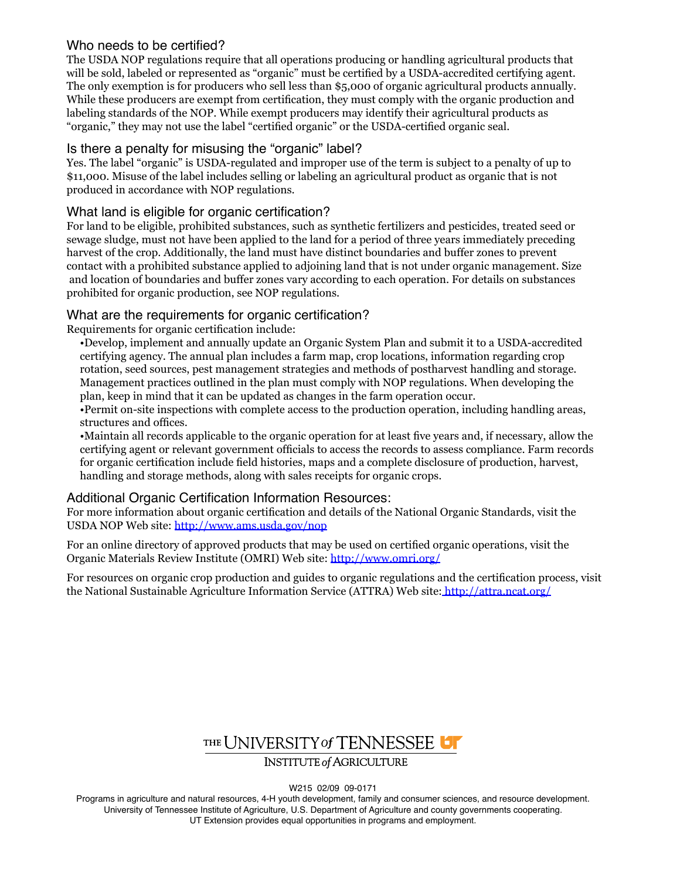## Who needs to be certified?

The USDA NOP regulations require that all operations producing or handling agricultural products that will be sold, labeled or represented as "organic" must be certified by a USDA-accredited certifying agent. The only exemption is for producers who sell less than $5,000 of organic agricultural products annually. While these producers are exempt from certification, they must comply with the organic production and labeling standards of the NOP. While exempt producers may identify their agricultural products as "organic," they may not use the label "certified organic" or the USDA-certified organic seal.

## Is there a penalty for misusing the "organic" label?

Yes. The label "organic" is USDA-regulated and improper use of the term is subject to a penalty of up to $11,000. Misuse of the label includes selling or labeling an agricultural product as organic that is not produced in accordance with NOP regulations.

## What land is eligible for organic certification?

For land to be eligible, prohibited substances, such as synthetic fertilizers and pesticides, treated seed or sewage sludge, must not have been applied to the land for a period of three years immediately preceding harvest of the crop. Additionally, the land must have distinct boundaries and buffer zones to prevent contact with a prohibited substance applied to adjoining land that is not under organic management. Size and location of boundaries and buffer zones vary according to each operation. For details on substances prohibited for organic production, see NOP regulations.

## What are the requirements for organic certification?

Requirements for organic certification include:

- Develop, implement and annually update an Organic System Plan and submit it to a USDA-accredited certifying agency. The annual plan includes a farm map, crop locations, information regarding crop rotation, seed sources, pest management strategies and methods of postharvest handling and storage. Management practices outlined in the plan must comply with NOP regulations. When developing the plan, keep in mind that it can be updated as changes in the farm operation occur.
- Permit on-site inspections with complete access to the production operation, including handling areas, structures and offices.
- Maintain all records applicable to the organic operation for at least five years and, if necessary, allow the certifying agent or relevant government officials to access the records to assess compliance. Farm records for organic certification include field histories, maps and a complete disclosure of production, harvest, handling and storage methods, along with sales receipts for organic crops.

## Additional Organic Certification Information Resources:

For more information about organic certification and details of the National Organic Standards, visit the USDA NOP Web site: http://www.ams.usda.gov/nop

For an online directory of approved products that may be used on certified organic operations, visit the Organic Materials Review Institute (OMRI) Web site: http://www.omri.org/

For resources on organic crop production and guides to organic regulations and the certification process, visit the National Sustainable Agriculture Information Service (ATTRA) Web site: http://attra.ncat.org/

THE UNIVERSITY of TENNESSEE UT

INSTITUTE of AGRICULTURE

W215 02/09 09-0171

Programs in agriculture and natural resources, 4-H youth development, family and consumer sciences, and resource development.
University of Tennessee Institute of Agriculture, U.S. Department of Agriculture and county governments cooperating.
UT Extension provides equal opportunities in programs and employment.